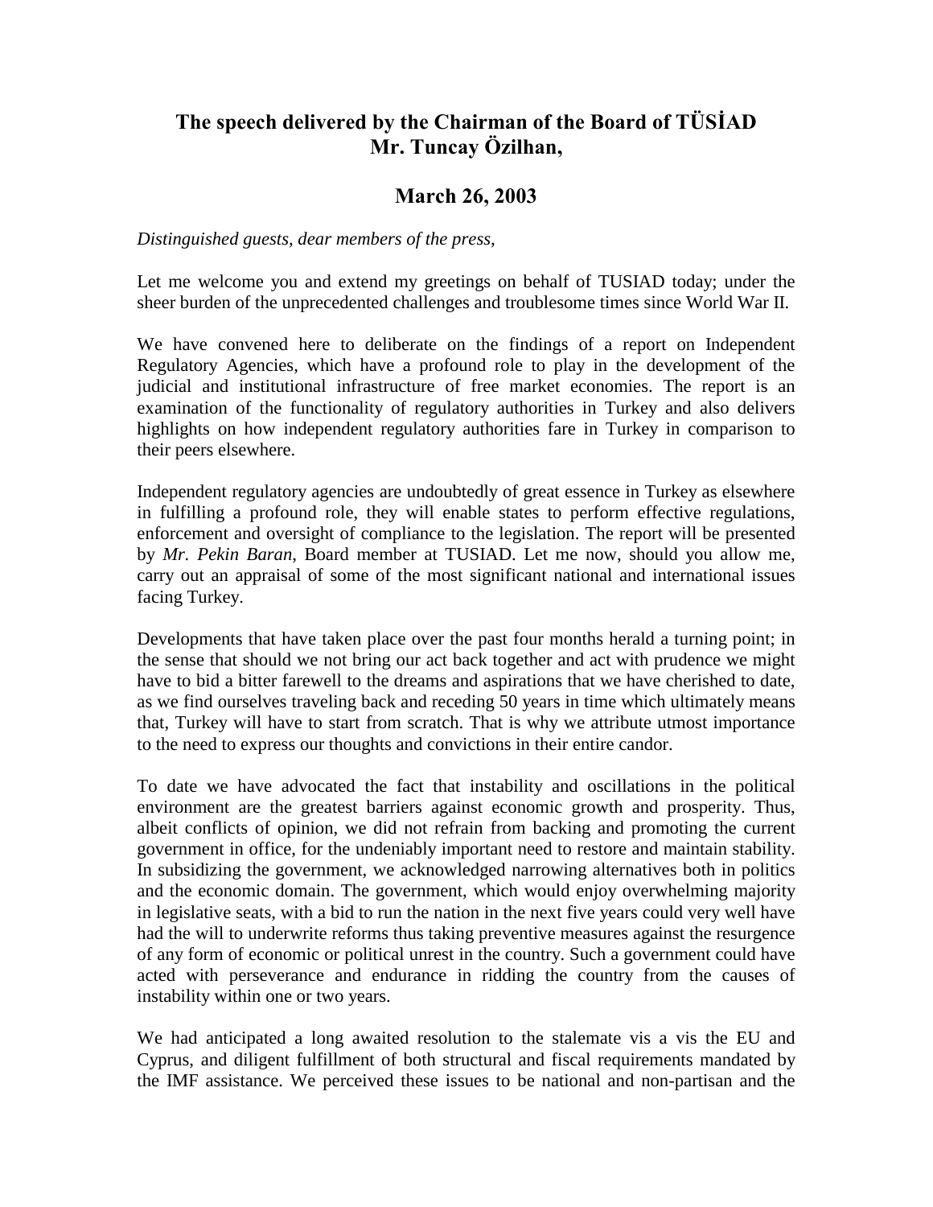# The speech delivered by the Chairman of the Board of TÜSİAD
# Mr. Tuncay Özilhan,

## March 26, 2003

*Distinguished guests, dear members of the press,*

Let me welcome you and extend my greetings on behalf of TUSIAD today; under the sheer burden of the unprecedented challenges and troublesome times since World War II.

We have convened here to deliberate on the findings of a report on Independent Regulatory Agencies, which have a profound role to play in the development of the judicial and institutional infrastructure of free market economies. The report is an examination of the functionality of regulatory authorities in Turkey and also delivers highlights on how independent regulatory authorities fare in Turkey in comparison to their peers elsewhere.

Independent regulatory agencies are undoubtedly of great essence in Turkey as elsewhere in fulfilling a profound role, they will enable states to perform effective regulations, enforcement and oversight of compliance to the legislation. The report will be presented by *Mr. Pekin Baran*, Board member at TUSIAD. Let me now, should you allow me, carry out an appraisal of some of the most significant national and international issues facing Turkey.

Developments that have taken place over the past four months herald a turning point; in the sense that should we not bring our act back together and act with prudence we might have to bid a bitter farewell to the dreams and aspirations that we have cherished to date, as we find ourselves traveling back and receding 50 years in time which ultimately means that, Turkey will have to start from scratch. That is why we attribute utmost importance to the need to express our thoughts and convictions in their entire candor.

To date we have advocated the fact that instability and oscillations in the political environment are the greatest barriers against economic growth and prosperity. Thus, albeit conflicts of opinion, we did not refrain from backing and promoting the current government in office, for the undeniably important need to restore and maintain stability. In subsidizing the government, we acknowledged narrowing alternatives both in politics and the economic domain. The government, which would enjoy overwhelming majority in legislative seats, with a bid to run the nation in the next five years could very well have had the will to underwrite reforms thus taking preventive measures against the resurgence of any form of economic or political unrest in the country. Such a government could have acted with perseverance and endurance in ridding the country from the causes of instability within one or two years.

We had anticipated a long awaited resolution to the stalemate vis a vis the EU and Cyprus, and diligent fulfillment of both structural and fiscal requirements mandated by the IMF assistance. We perceived these issues to be national and non-partisan and the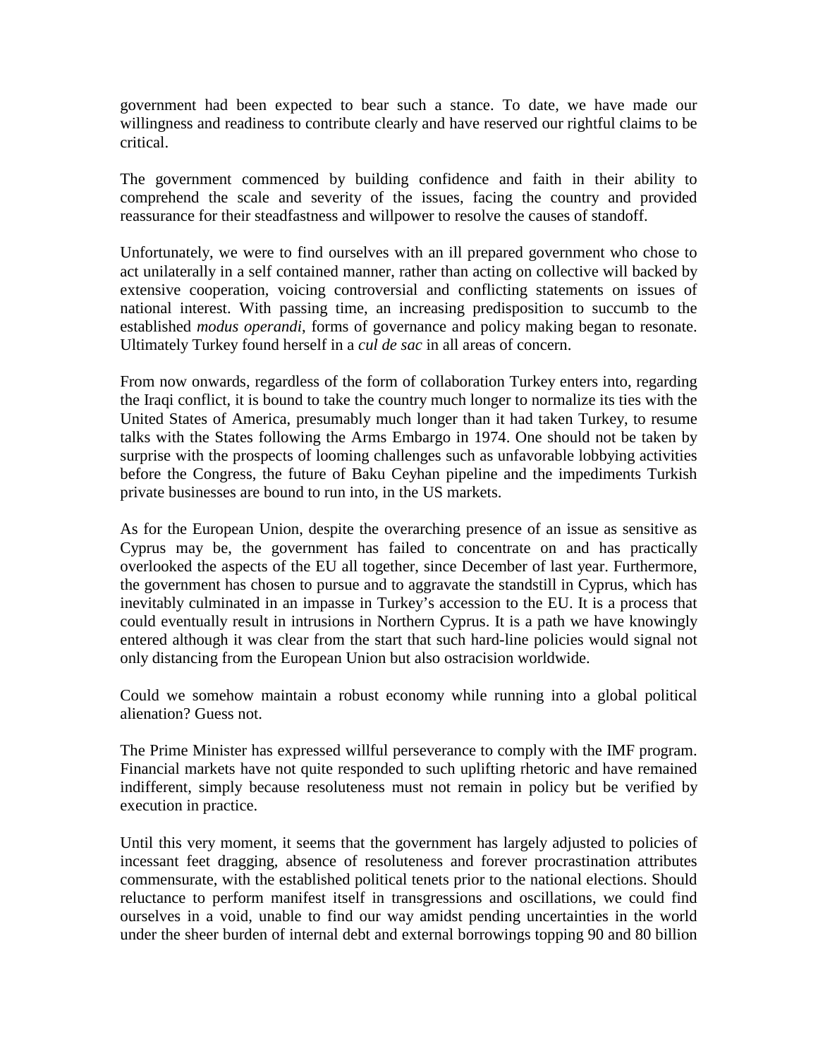government had been expected to bear such a stance. To date, we have made our willingness and readiness to contribute clearly and have reserved our rightful claims to be critical.

The government commenced by building confidence and faith in their ability to comprehend the scale and severity of the issues, facing the country and provided reassurance for their steadfastness and willpower to resolve the causes of standoff.

Unfortunately, we were to find ourselves with an ill prepared government who chose to act unilaterally in a self contained manner, rather than acting on collective will backed by extensive cooperation, voicing controversial and conflicting statements on issues of national interest. With passing time, an increasing predisposition to succumb to the established *modus operandi*, forms of governance and policy making began to resonate. Ultimately Turkey found herself in a *cul de sac* in all areas of concern.

From now onwards, regardless of the form of collaboration Turkey enters into, regarding the Iraqi conflict, it is bound to take the country much longer to normalize its ties with the United States of America, presumably much longer than it had taken Turkey, to resume talks with the States following the Arms Embargo in 1974. One should not be taken by surprise with the prospects of looming challenges such as unfavorable lobbying activities before the Congress, the future of Baku Ceyhan pipeline and the impediments Turkish private businesses are bound to run into, in the US markets.

As for the European Union, despite the overarching presence of an issue as sensitive as Cyprus may be, the government has failed to concentrate on and has practically overlooked the aspects of the EU all together, since December of last year. Furthermore, the government has chosen to pursue and to aggravate the standstill in Cyprus, which has inevitably culminated in an impasse in Turkey's accession to the EU. It is a process that could eventually result in intrusions in Northern Cyprus. It is a path we have knowingly entered although it was clear from the start that such hard-line policies would signal not only distancing from the European Union but also ostracision worldwide.

Could we somehow maintain a robust economy while running into a global political alienation? Guess not.

The Prime Minister has expressed willful perseverance to comply with the IMF program. Financial markets have not quite responded to such uplifting rhetoric and have remained indifferent, simply because resoluteness must not remain in policy but be verified by execution in practice.

Until this very moment, it seems that the government has largely adjusted to policies of incessant feet dragging, absence of resoluteness and forever procrastination attributes commensurate, with the established political tenets prior to the national elections. Should reluctance to perform manifest itself in transgressions and oscillations, we could find ourselves in a void, unable to find our way amidst pending uncertainties in the world under the sheer burden of internal debt and external borrowings topping 90 and 80 billion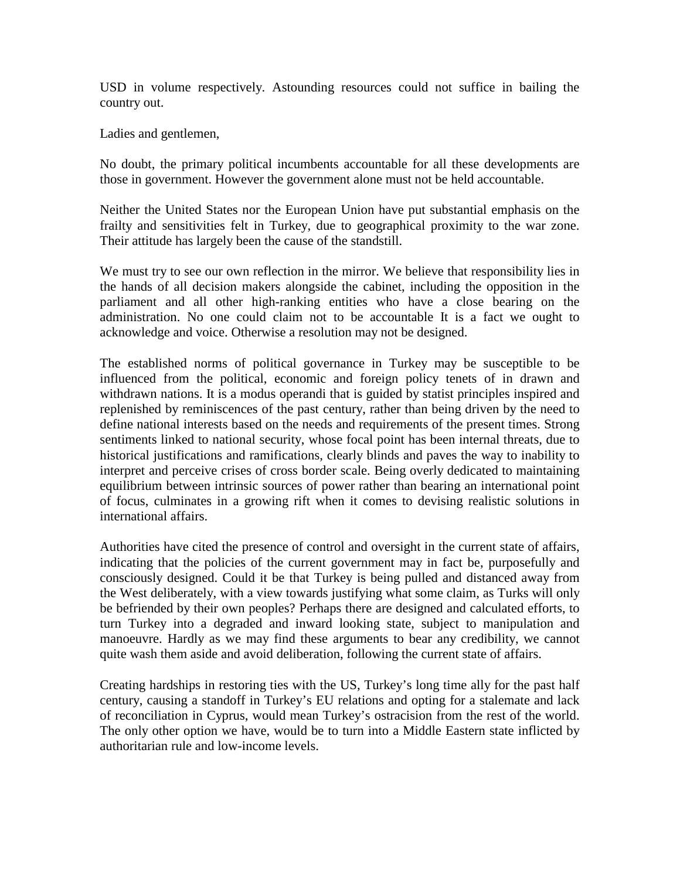USD in volume respectively. Astounding resources could not suffice in bailing the country out.

Ladies and gentlemen,

No doubt, the primary political incumbents accountable for all these developments are those in government. However the government alone must not be held accountable.

Neither the United States nor the European Union have put substantial emphasis on the frailty and sensitivities felt in Turkey, due to geographical proximity to the war zone. Their attitude has largely been the cause of the standstill.

We must try to see our own reflection in the mirror. We believe that responsibility lies in the hands of all decision makers alongside the cabinet, including the opposition in the parliament and all other high-ranking entities who have a close bearing on the administration. No one could claim not to be accountable It is a fact we ought to acknowledge and voice. Otherwise a resolution may not be designed.

The established norms of political governance in Turkey may be susceptible to be influenced from the political, economic and foreign policy tenets of in drawn and withdrawn nations. It is a modus operandi that is guided by statist principles inspired and replenished by reminiscences of the past century, rather than being driven by the need to define national interests based on the needs and requirements of the present times. Strong sentiments linked to national security, whose focal point has been internal threats, due to historical justifications and ramifications, clearly blinds and paves the way to inability to interpret and perceive crises of cross border scale. Being overly dedicated to maintaining equilibrium between intrinsic sources of power rather than bearing an international point of focus, culminates in a growing rift when it comes to devising realistic solutions in international affairs.

Authorities have cited the presence of control and oversight in the current state of affairs, indicating that the policies of the current government may in fact be, purposefully and consciously designed. Could it be that Turkey is being pulled and distanced away from the West deliberately, with a view towards justifying what some claim, as Turks will only be befriended by their own peoples? Perhaps there are designed and calculated efforts, to turn Turkey into a degraded and inward looking state, subject to manipulation and manoeuvre. Hardly as we may find these arguments to bear any credibility, we cannot quite wash them aside and avoid deliberation, following the current state of affairs.

Creating hardships in restoring ties with the US, Turkey's long time ally for the past half century, causing a standoff in Turkey's EU relations and opting for a stalemate and lack of reconciliation in Cyprus, would mean Turkey's ostracision from the rest of the world. The only other option we have, would be to turn into a Middle Eastern state inflicted by authoritarian rule and low-income levels.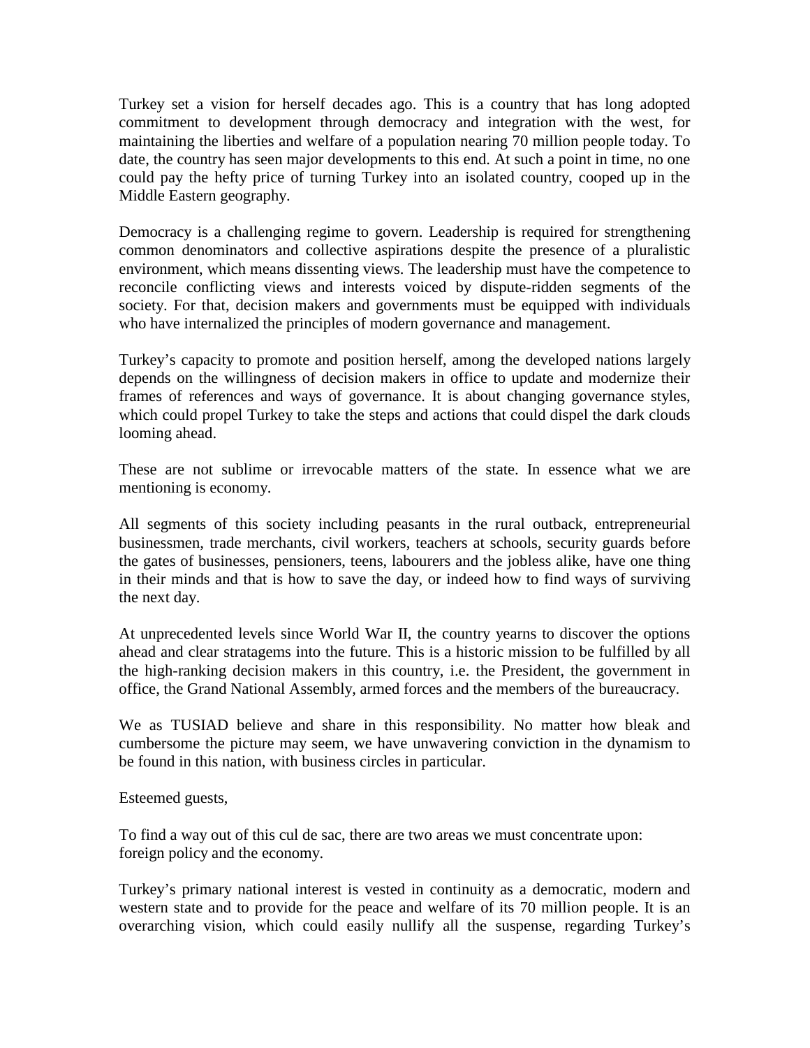Turkey set a vision for herself decades ago. This is a country that has long adopted commitment to development through democracy and integration with the west, for maintaining the liberties and welfare of a population nearing 70 million people today. To date, the country has seen major developments to this end. At such a point in time, no one could pay the hefty price of turning Turkey into an isolated country, cooped up in the Middle Eastern geography.

Democracy is a challenging regime to govern. Leadership is required for strengthening common denominators and collective aspirations despite the presence of a pluralistic environment, which means dissenting views. The leadership must have the competence to reconcile conflicting views and interests voiced by dispute-ridden segments of the society. For that, decision makers and governments must be equipped with individuals who have internalized the principles of modern governance and management.

Turkey's capacity to promote and position herself, among the developed nations largely depends on the willingness of decision makers in office to update and modernize their frames of references and ways of governance. It is about changing governance styles, which could propel Turkey to take the steps and actions that could dispel the dark clouds looming ahead.

These are not sublime or irrevocable matters of the state. In essence what we are mentioning is economy.

All segments of this society including peasants in the rural outback, entrepreneurial businessmen, trade merchants, civil workers, teachers at schools, security guards before the gates of businesses, pensioners, teens, labourers and the jobless alike, have one thing in their minds and that is how to save the day, or indeed how to find ways of surviving the next day.

At unprecedented levels since World War II, the country yearns to discover the options ahead and clear stratagems into the future. This is a historic mission to be fulfilled by all the high-ranking decision makers in this country, i.e. the President, the government in office, the Grand National Assembly, armed forces and the members of the bureaucracy.

We as TUSIAD believe and share in this responsibility. No matter how bleak and cumbersome the picture may seem, we have unwavering conviction in the dynamism to be found in this nation, with business circles in particular.

Esteemed guests,

To find a way out of this cul de sac, there are two areas we must concentrate upon: foreign policy and the economy.

Turkey's primary national interest is vested in continuity as a democratic, modern and western state and to provide for the peace and welfare of its 70 million people. It is an overarching vision, which could easily nullify all the suspense, regarding Turkey's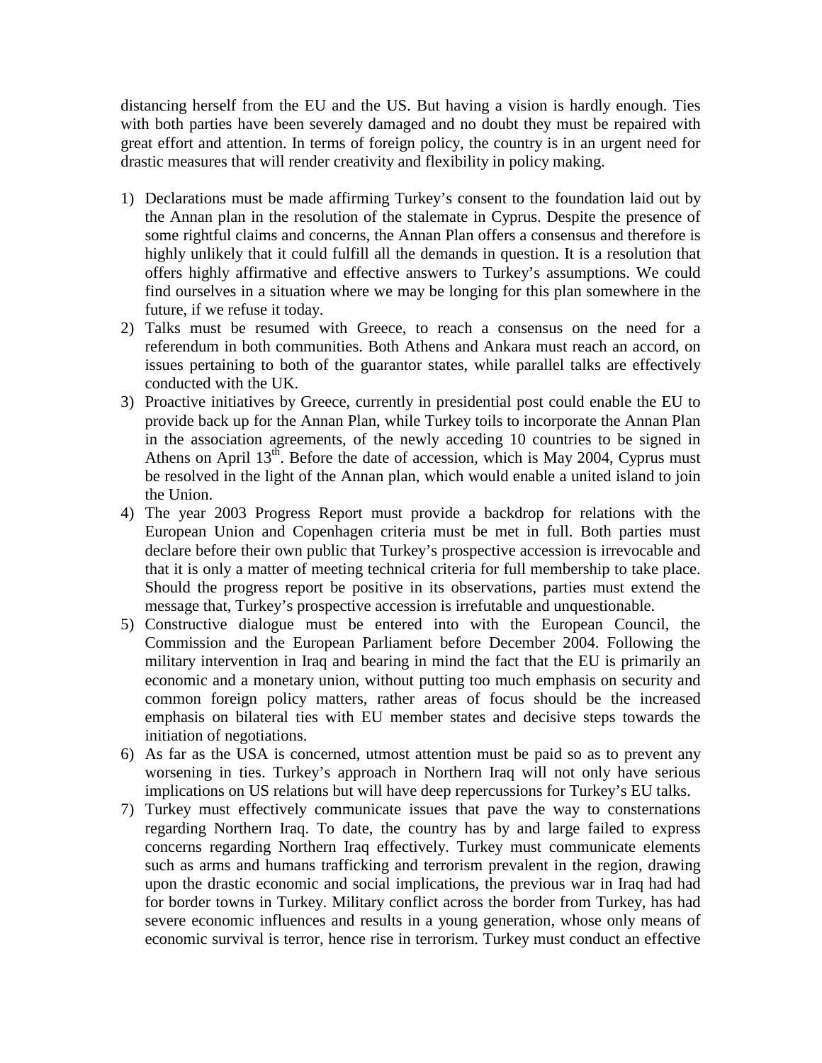distancing herself from the EU and the US. But having a vision is hardly enough. Ties with both parties have been severely damaged and no doubt they must be repaired with great effort and attention. In terms of foreign policy, the country is in an urgent need for drastic measures that will render creativity and flexibility in policy making.

1) Declarations must be made affirming Turkey's consent to the foundation laid out by the Annan plan in the resolution of the stalemate in Cyprus. Despite the presence of some rightful claims and concerns, the Annan Plan offers a consensus and therefore is highly unlikely that it could fulfill all the demands in question. It is a resolution that offers highly affirmative and effective answers to Turkey's assumptions. We could find ourselves in a situation where we may be longing for this plan somewhere in the future, if we refuse it today.
2) Talks must be resumed with Greece, to reach a consensus on the need for a referendum in both communities. Both Athens and Ankara must reach an accord, on issues pertaining to both of the guarantor states, while parallel talks are effectively conducted with the UK.
3) Proactive initiatives by Greece, currently in presidential post could enable the EU to provide back up for the Annan Plan, while Turkey toils to incorporate the Annan Plan in the association agreements, of the newly acceding 10 countries to be signed in Athens on April 13th. Before the date of accession, which is May 2004, Cyprus must be resolved in the light of the Annan plan, which would enable a united island to join the Union.
4) The year 2003 Progress Report must provide a backdrop for relations with the European Union and Copenhagen criteria must be met in full. Both parties must declare before their own public that Turkey's prospective accession is irrevocable and that it is only a matter of meeting technical criteria for full membership to take place. Should the progress report be positive in its observations, parties must extend the message that, Turkey's prospective accession is irrefutable and unquestionable.
5) Constructive dialogue must be entered into with the European Council, the Commission and the European Parliament before December 2004. Following the military intervention in Iraq and bearing in mind the fact that the EU is primarily an economic and a monetary union, without putting too much emphasis on security and common foreign policy matters, rather areas of focus should be the increased emphasis on bilateral ties with EU member states and decisive steps towards the initiation of negotiations.
6) As far as the USA is concerned, utmost attention must be paid so as to prevent any worsening in ties. Turkey's approach in Northern Iraq will not only have serious implications on US relations but will have deep repercussions for Turkey's EU talks.
7) Turkey must effectively communicate issues that pave the way to consternations regarding Northern Iraq. To date, the country has by and large failed to express concerns regarding Northern Iraq effectively. Turkey must communicate elements such as arms and humans trafficking and terrorism prevalent in the region, drawing upon the drastic economic and social implications, the previous war in Iraq had had for border towns in Turkey. Military conflict across the border from Turkey, has had severe economic influences and results in a young generation, whose only means of economic survival is terror, hence rise in terrorism. Turkey must conduct an effective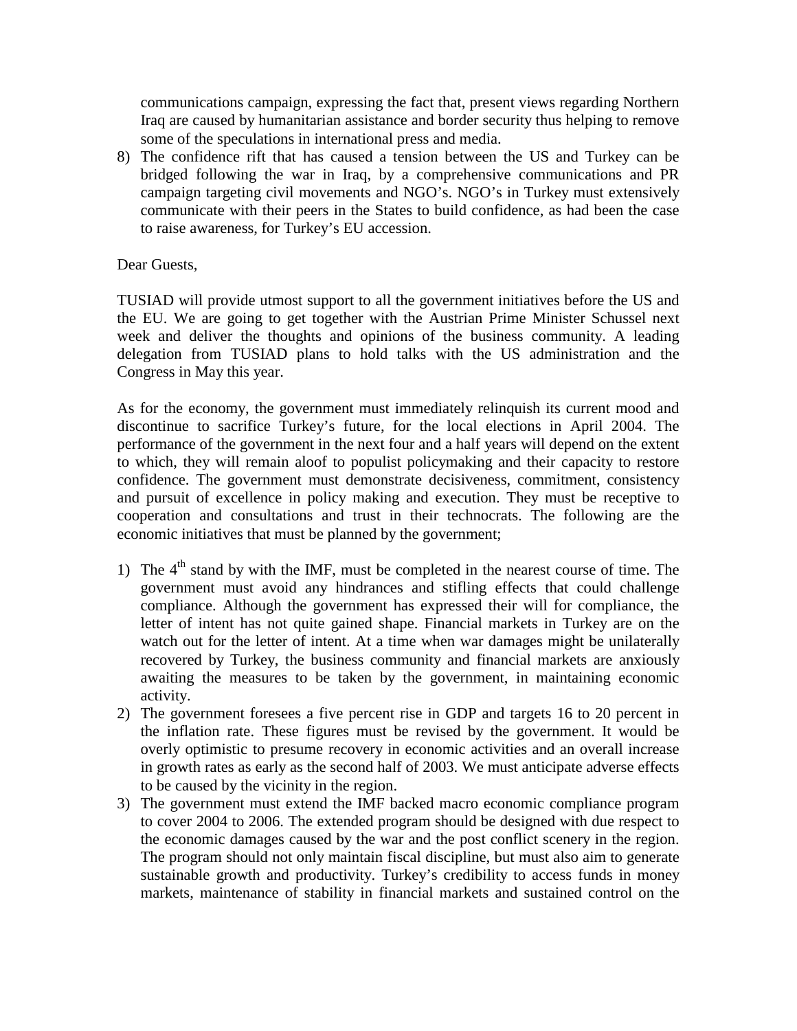communications campaign, expressing the fact that, present views regarding Northern Iraq are caused by humanitarian assistance and border security thus helping to remove some of the speculations in international press and media.

8) The confidence rift that has caused a tension between the US and Turkey can be bridged following the war in Iraq, by a comprehensive communications and PR campaign targeting civil movements and NGO's. NGO's in Turkey must extensively communicate with their peers in the States to build confidence, as had been the case to raise awareness, for Turkey's EU accession.

Dear Guests,

TUSIAD will provide utmost support to all the government initiatives before the US and the EU. We are going to get together with the Austrian Prime Minister Schussel next week and deliver the thoughts and opinions of the business community. A leading delegation from TUSIAD plans to hold talks with the US administration and the Congress in May this year.

As for the economy, the government must immediately relinquish its current mood and discontinue to sacrifice Turkey's future, for the local elections in April 2004. The performance of the government in the next four and a half years will depend on the extent to which, they will remain aloof to populist policymaking and their capacity to restore confidence. The government must demonstrate decisiveness, commitment, consistency and pursuit of excellence in policy making and execution. They must be receptive to cooperation and consultations and trust in their technocrats. The following are the economic initiatives that must be planned by the government;

1) The 4th stand by with the IMF, must be completed in the nearest course of time. The government must avoid any hindrances and stifling effects that could challenge compliance. Although the government has expressed their will for compliance, the letter of intent has not quite gained shape. Financial markets in Turkey are on the watch out for the letter of intent. At a time when war damages might be unilaterally recovered by Turkey, the business community and financial markets are anxiously awaiting the measures to be taken by the government, in maintaining economic activity.
2) The government foresees a five percent rise in GDP and targets 16 to 20 percent in the inflation rate. These figures must be revised by the government. It would be overly optimistic to presume recovery in economic activities and an overall increase in growth rates as early as the second half of 2003. We must anticipate adverse effects to be caused by the vicinity in the region.
3) The government must extend the IMF backed macro economic compliance program to cover 2004 to 2006. The extended program should be designed with due respect to the economic damages caused by the war and the post conflict scenery in the region. The program should not only maintain fiscal discipline, but must also aim to generate sustainable growth and productivity. Turkey's credibility to access funds in money markets, maintenance of stability in financial markets and sustained control on the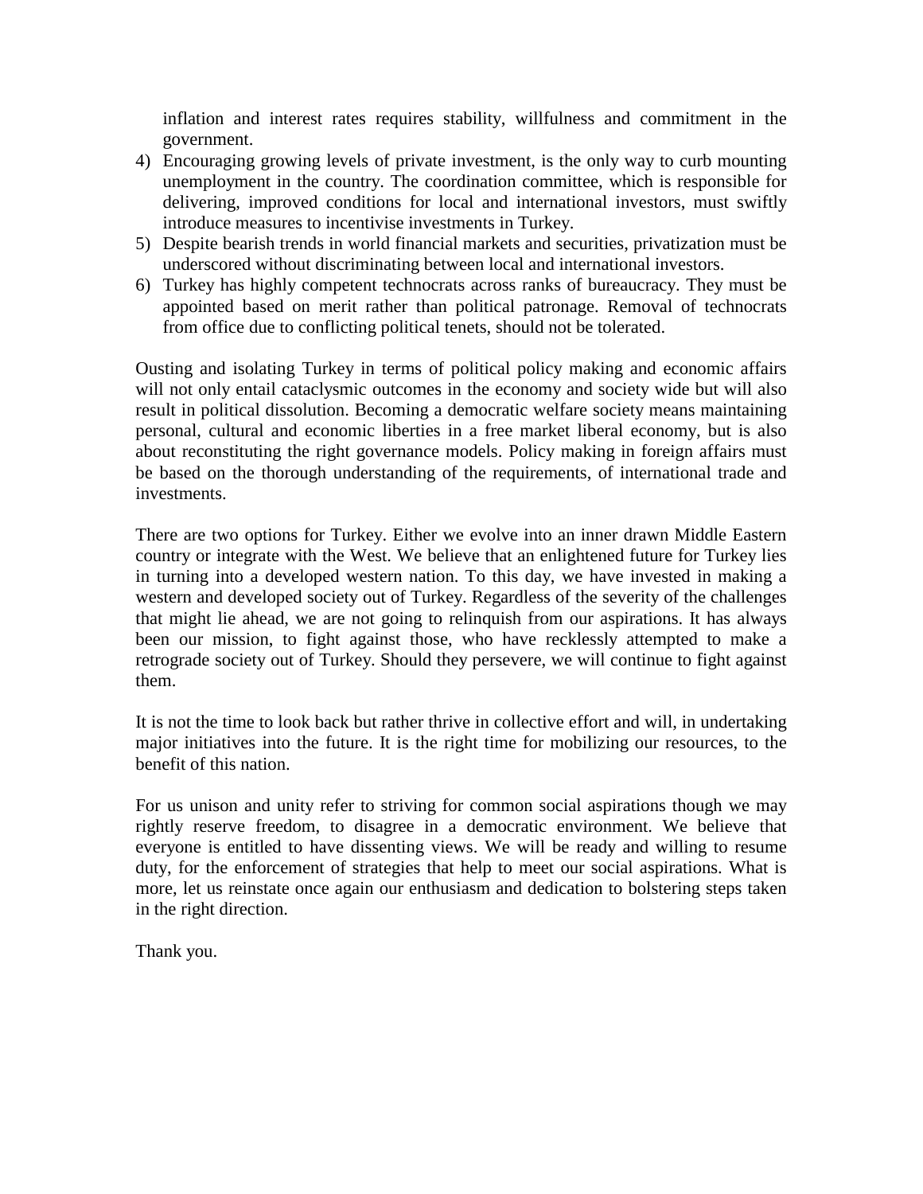inflation and interest rates requires stability, willfulness and commitment in the government.

4) Encouraging growing levels of private investment, is the only way to curb mounting unemployment in the country. The coordination committee, which is responsible for delivering, improved conditions for local and international investors, must swiftly introduce measures to incentivise investments in Turkey.
5) Despite bearish trends in world financial markets and securities, privatization must be underscored without discriminating between local and international investors.
6) Turkey has highly competent technocrats across ranks of bureaucracy. They must be appointed based on merit rather than political patronage. Removal of technocrats from office due to conflicting political tenets, should not be tolerated.

Ousting and isolating Turkey in terms of political policy making and economic affairs will not only entail cataclysmic outcomes in the economy and society wide but will also result in political dissolution. Becoming a democratic welfare society means maintaining personal, cultural and economic liberties in a free market liberal economy, but is also about reconstituting the right governance models. Policy making in foreign affairs must be based on the thorough understanding of the requirements, of international trade and investments.

There are two options for Turkey. Either we evolve into an inner drawn Middle Eastern country or integrate with the West. We believe that an enlightened future for Turkey lies in turning into a developed western nation. To this day, we have invested in making a western and developed society out of Turkey. Regardless of the severity of the challenges that might lie ahead, we are not going to relinquish from our aspirations. It has always been our mission, to fight against those, who have recklessly attempted to make a retrograde society out of Turkey. Should they persevere, we will continue to fight against them.

It is not the time to look back but rather thrive in collective effort and will, in undertaking major initiatives into the future. It is the right time for mobilizing our resources, to the benefit of this nation.

For us unison and unity refer to striving for common social aspirations though we may rightly reserve freedom, to disagree in a democratic environment. We believe that everyone is entitled to have dissenting views. We will be ready and willing to resume duty, for the enforcement of strategies that help to meet our social aspirations. What is more, let us reinstate once again our enthusiasm and dedication to bolstering steps taken in the right direction.

Thank you.